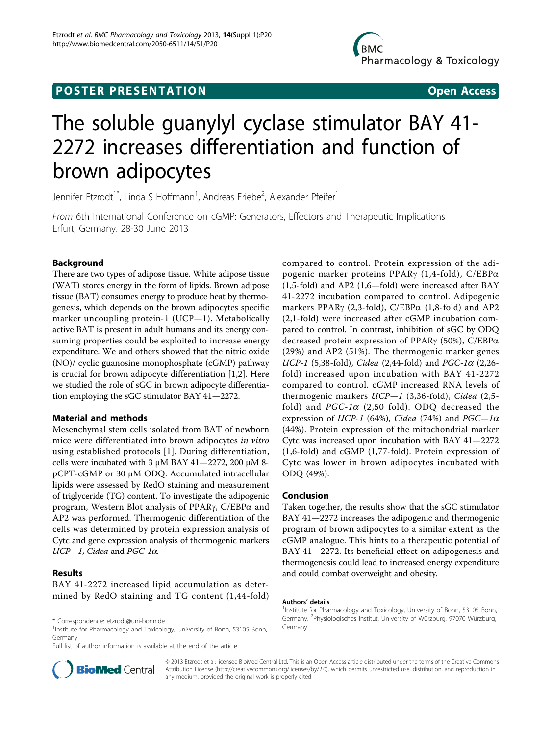**POSTER PRESENTATION** **Open Access**

# The soluble guanylyl cyclase stimulator BAY 41-2272 increases differentiation and function of brown adipocytes

Jennifer Etzrodt[1*], Linda S Hoffmann[1], Andreas Friebe[2], Alexander Pfeifer[1]

From 6th International Conference on cGMP: Generators, Effectors and Therapeutic Implications
Erfurt, Germany. 28-30 June 2013

## Background

There are two types of adipose tissue. White adipose tissue (WAT) stores energy in the form of lipids. Brown adipose tissue (BAT) consumes energy to produce heat by thermogenesis, which depends on the brown adipocytes specific marker uncoupling protein-1 (UCP—1). Metabolically active BAT is present in adult humans and its energy consuming properties could be exploited to increase energy expenditure. We and others showed that the nitric oxide (NO)/ cyclic guanosine monophosphate (cGMP) pathway is crucial for brown adipocyte differentiation [1,2]. Here we studied the role of sGC in brown adipocyte differentiation employing the sGC stimulator BAY 41—2272.

## Material and methods

Mesenchymal stem cells isolated from BAT of newborn mice were differentiated into brown adipocytes *in vitro* using established protocols [1]. During differentiation, cells were incubated with 3 μM BAY 41—2272, 200 μM 8-pCPT-cGMP or 30 μM ODQ. Accumulated intracellular lipids were assessed by RedO staining and measurement of triglyceride (TG) content. To investigate the adipogenic program, Western Blot analysis of PPARγ, C/EBPα and AP2 was performed. Thermogenic differentiation of the cells was determined by protein expression analysis of Cytc and gene expression analysis of thermogenic markers *UCP—1*, *Cidea* and *PGC-1α*.

## Results

BAY 41-2272 increased lipid accumulation as determined by RedO staining and TG content (1,44-fold) compared to control. Protein expression of the adipogenic marker proteins PPARγ (1,4-fold), C/EBPα (1,5-fold) and AP2 (1,6—fold) were increased after BAY 41-2272 incubation compared to control. Adipogenic markers PPARγ (2,3-fold), C/EBPα (1,8-fold) and AP2 (2,1-fold) were increased after cGMP incubation compared to control. In contrast, inhibition of sGC by ODQ decreased protein expression of PPARγ (50%), C/EBPα (29%) and AP2 (51%). The thermogenic marker genes *UCP-1* (5,38-fold), *Cidea* (2,44-fold) and *PGC-1α* (2,26-fold) increased upon incubation with BAY 41-2272 compared to control. cGMP increased RNA levels of thermogenic markers *UCP—1* (3,36-fold), *Cidea* (2,5-fold) and *PGC-1α* (2,50 fold). ODQ decreased the expression of *UCP-1* (64%), *Cidea* (74%) and *PGC—1α* (44%). Protein expression of the mitochondrial marker Cytc was increased upon incubation with BAY 41—2272 (1,6-fold) and cGMP (1,77-fold). Protein expression of Cytc was lower in brown adipocytes incubated with ODQ (49%).

## Conclusion

Taken together, the results show that the sGC stimulator BAY 41—2272 increases the adipogenic and thermogenic program of brown adipocytes to a similar extent as the cGMP analogue. This hints to a therapeutic potential of BAY 41—2272. Its beneficial effect on adipogenesis and thermogenesis could lead to increased energy expenditure and could combat overweight and obesity.

#### Authors' details

[1]Institute for Pharmacology and Toxicology, University of Bonn, 53105 Bonn, Germany. [2]Physiologisches Institut, University of Würzburg, 97070 Würzburg, Germany.

\* Correspondence: etzrodt@uni-bonn.de
[1]Institute for Pharmacology and Toxicology, University of Bonn, 53105 Bonn, Germany
Full list of author information is available at the end of the article

© 2013 Etzrodt et al; licensee BioMed Central Ltd. This is an Open Access article distributed under the terms of the Creative Commons Attribution License (http://creativecommons.org/licenses/by/2.0), which permits unrestricted use, distribution, and reproduction in any medium, provided the original work is properly cited.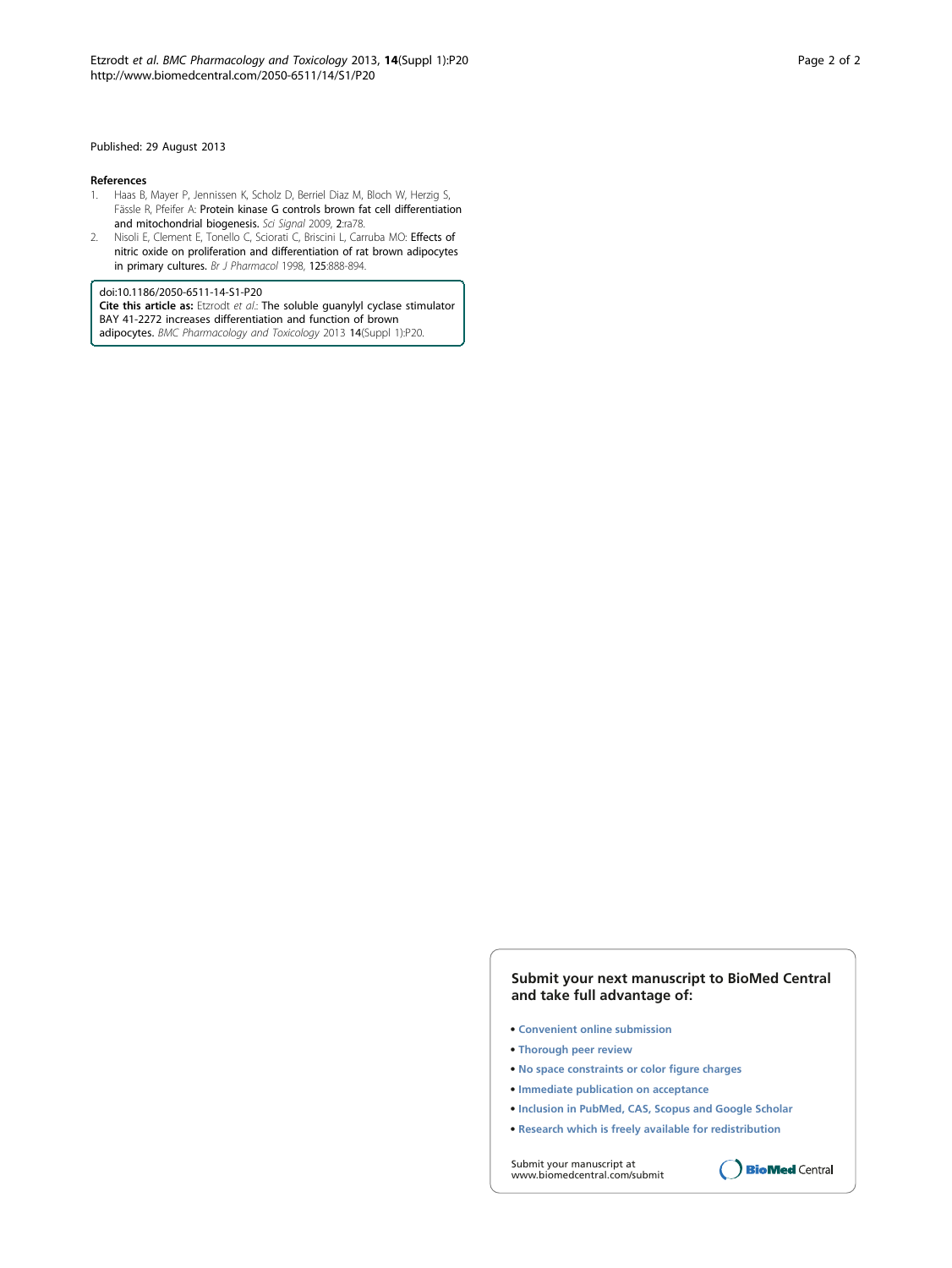Published: 29 August 2013

### References

1. Haas B, Mayer P, Jennissen K, Scholz D, Berriel Diaz M, Bloch W, Herzig S, Fässle R, Pfeifer A: **Protein kinase G controls brown fat cell differentiation and mitochondrial biogenesis.** *Sci Signal* 2009, **2**:ra78.
2. Nisoli E, Clement E, Tonello C, Sciorati C, Briscini L, Carruba MO: **Effects of nitric oxide on proliferation and differentiation of rat brown adipocytes in primary cultures.** *Br J Pharmacol* 1998, **125**:888-894.

doi:10.1186/2050-6511-14-S1-P20
**Cite this article as:** Etzrodt *et al.*: **The soluble guanylyl cyclase stimulator BAY 41-2272 increases differentiation and function of brown adipocytes.** *BMC Pharmacology and Toxicology* 2013 **14**(Suppl 1):P20.

**Submit your next manuscript to BioMed Central and take full advantage of:**

- **Convenient online submission**
- **Thorough peer review**
- **No space constraints or color figure charges**
- **Immediate publication on acceptance**
- **Inclusion in PubMed, CAS, Scopus and Google Scholar**
- **Research which is freely available for redistribution**

Submit your manuscript at
www.biomedcentral.com/submit

**BioMed** Central